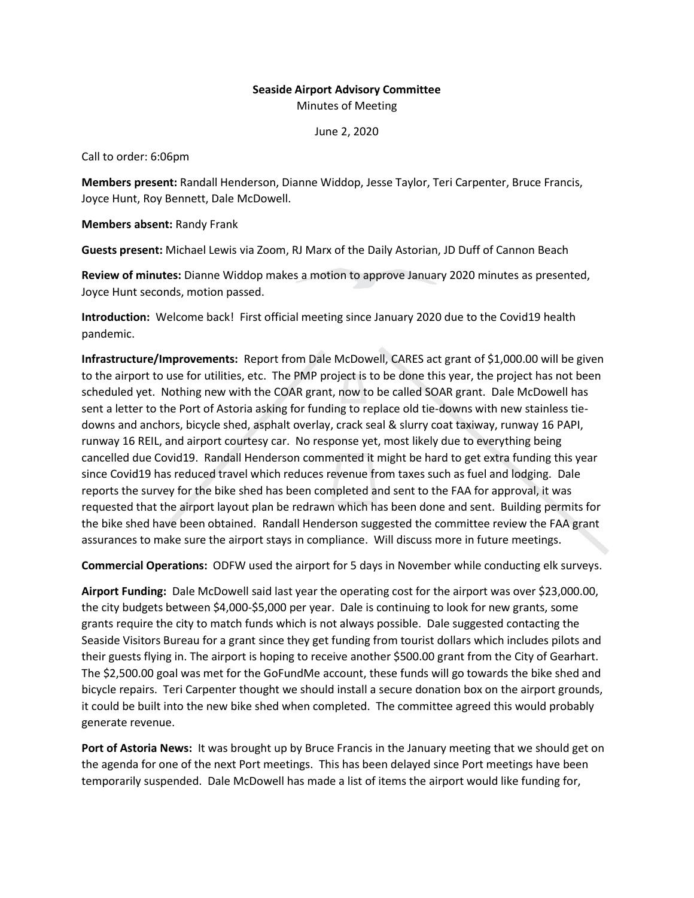**Seaside Airport Advisory Committee**

Minutes of Meeting

June 2, 2020

Call to order: 6:06pm

**Members present:** Randall Henderson, Dianne Widdop, Jesse Taylor, Teri Carpenter, Bruce Francis, Joyce Hunt, Roy Bennett, Dale McDowell.

**Members absent:** Randy Frank

**Guests present:** Michael Lewis via Zoom, RJ Marx of the Daily Astorian, JD Duff of Cannon Beach

**Review of minutes:** Dianne Widdop makes a motion to approve January 2020 minutes as presented, Joyce Hunt seconds, motion passed.

**Introduction:** Welcome back! First official meeting since January 2020 due to the Covid19 health pandemic.

**Infrastructure/Improvements:** Report from Dale McDowell, CARES act grant of $1,000.00 will be given to the airport to use for utilities, etc. The PMP project is to be done this year, the project has not been scheduled yet. Nothing new with the COAR grant, now to be called SOAR grant. Dale McDowell has sent a letter to the Port of Astoria asking for funding to replace old tie-downs with new stainless tie-downs and anchors, bicycle shed, asphalt overlay, crack seal & slurry coat taxiway, runway 16 PAPI, runway 16 REIL, and airport courtesy car. No response yet, most likely due to everything being cancelled due Covid19. Randall Henderson commented it might be hard to get extra funding this year since Covid19 has reduced travel which reduces revenue from taxes such as fuel and lodging. Dale reports the survey for the bike shed has been completed and sent to the FAA for approval, it was requested that the airport layout plan be redrawn which has been done and sent. Building permits for the bike shed have been obtained. Randall Henderson suggested the committee review the FAA grant assurances to make sure the airport stays in compliance. Will discuss more in future meetings.

**Commercial Operations:** ODFW used the airport for 5 days in November while conducting elk surveys.

**Airport Funding:** Dale McDowell said last year the operating cost for the airport was over $23,000.00, the city budgets between $4,000-$5,000 per year. Dale is continuing to look for new grants, some grants require the city to match funds which is not always possible. Dale suggested contacting the Seaside Visitors Bureau for a grant since they get funding from tourist dollars which includes pilots and their guests flying in. The airport is hoping to receive another $500.00 grant from the City of Gearhart. The $2,500.00 goal was met for the GoFundMe account, these funds will go towards the bike shed and bicycle repairs. Teri Carpenter thought we should install a secure donation box on the airport grounds, it could be built into the new bike shed when completed. The committee agreed this would probably generate revenue.

**Port of Astoria News:** It was brought up by Bruce Francis in the January meeting that we should get on the agenda for one of the next Port meetings. This has been delayed since Port meetings have been temporarily suspended. Dale McDowell has made a list of items the airport would like funding for,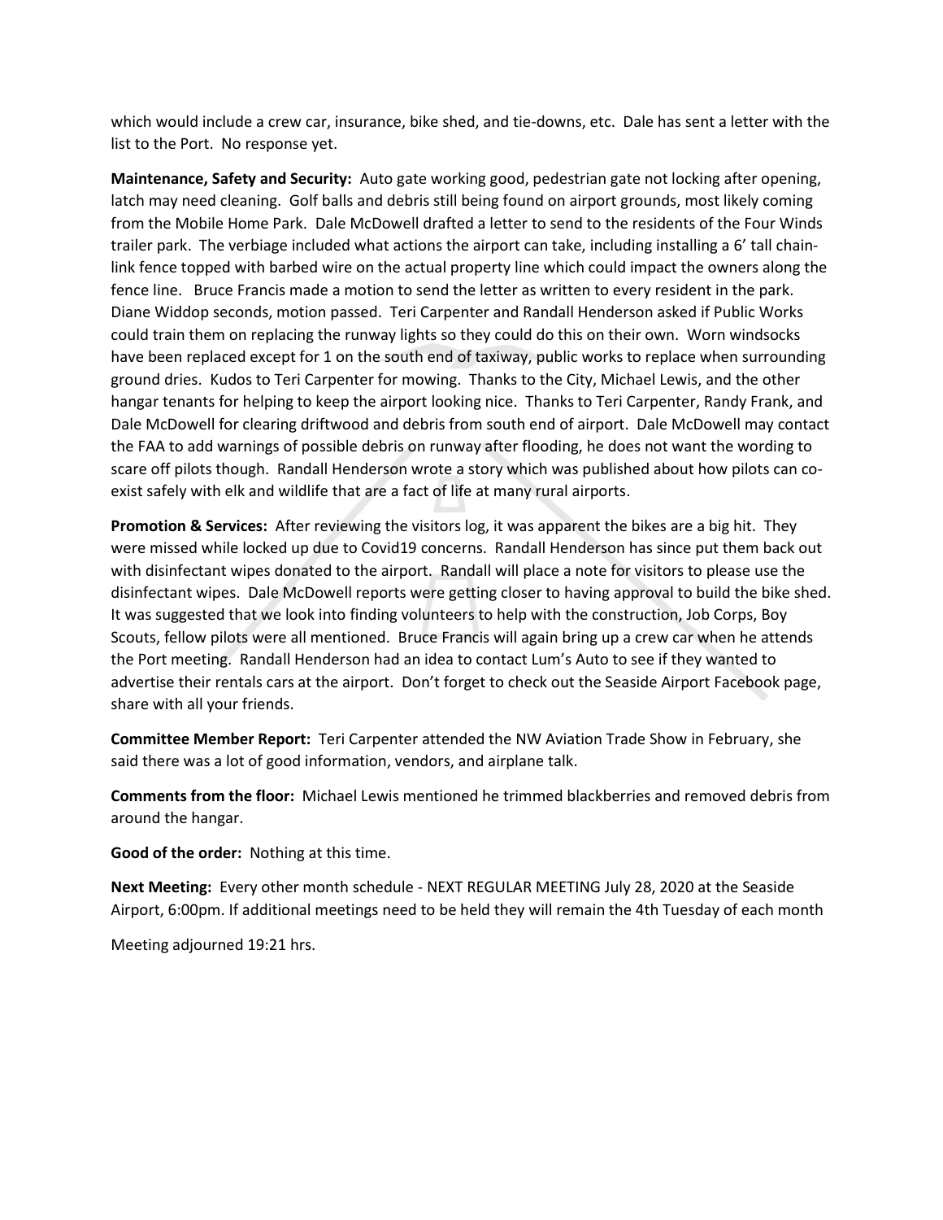which would include a crew car, insurance, bike shed, and tie-downs, etc. Dale has sent a letter with the list to the Port. No response yet.

**Maintenance, Safety and Security:** Auto gate working good, pedestrian gate not locking after opening, latch may need cleaning. Golf balls and debris still being found on airport grounds, most likely coming from the Mobile Home Park. Dale McDowell drafted a letter to send to the residents of the Four Winds trailer park. The verbiage included what actions the airport can take, including installing a 6' tall chain-link fence topped with barbed wire on the actual property line which could impact the owners along the fence line. Bruce Francis made a motion to send the letter as written to every resident in the park. Diane Widdop seconds, motion passed. Teri Carpenter and Randall Henderson asked if Public Works could train them on replacing the runway lights so they could do this on their own. Worn windsocks have been replaced except for 1 on the south end of taxiway, public works to replace when surrounding ground dries. Kudos to Teri Carpenter for mowing. Thanks to the City, Michael Lewis, and the other hangar tenants for helping to keep the airport looking nice. Thanks to Teri Carpenter, Randy Frank, and Dale McDowell for clearing driftwood and debris from south end of airport. Dale McDowell may contact the FAA to add warnings of possible debris on runway after flooding, he does not want the wording to scare off pilots though. Randall Henderson wrote a story which was published about how pilots can co-exist safely with elk and wildlife that are a fact of life at many rural airports.

**Promotion & Services:** After reviewing the visitors log, it was apparent the bikes are a big hit. They were missed while locked up due to Covid19 concerns. Randall Henderson has since put them back out with disinfectant wipes donated to the airport. Randall will place a note for visitors to please use the disinfectant wipes. Dale McDowell reports were getting closer to having approval to build the bike shed. It was suggested that we look into finding volunteers to help with the construction, Job Corps, Boy Scouts, fellow pilots were all mentioned. Bruce Francis will again bring up a crew car when he attends the Port meeting. Randall Henderson had an idea to contact Lum's Auto to see if they wanted to advertise their rentals cars at the airport. Don't forget to check out the Seaside Airport Facebook page, share with all your friends.

**Committee Member Report:** Teri Carpenter attended the NW Aviation Trade Show in February, she said there was a lot of good information, vendors, and airplane talk.

**Comments from the floor:** Michael Lewis mentioned he trimmed blackberries and removed debris from around the hangar.

**Good of the order:** Nothing at this time.

**Next Meeting:** Every other month schedule - NEXT REGULAR MEETING July 28, 2020 at the Seaside Airport, 6:00pm. If additional meetings need to be held they will remain the 4th Tuesday of each month

Meeting adjourned 19:21 hrs.